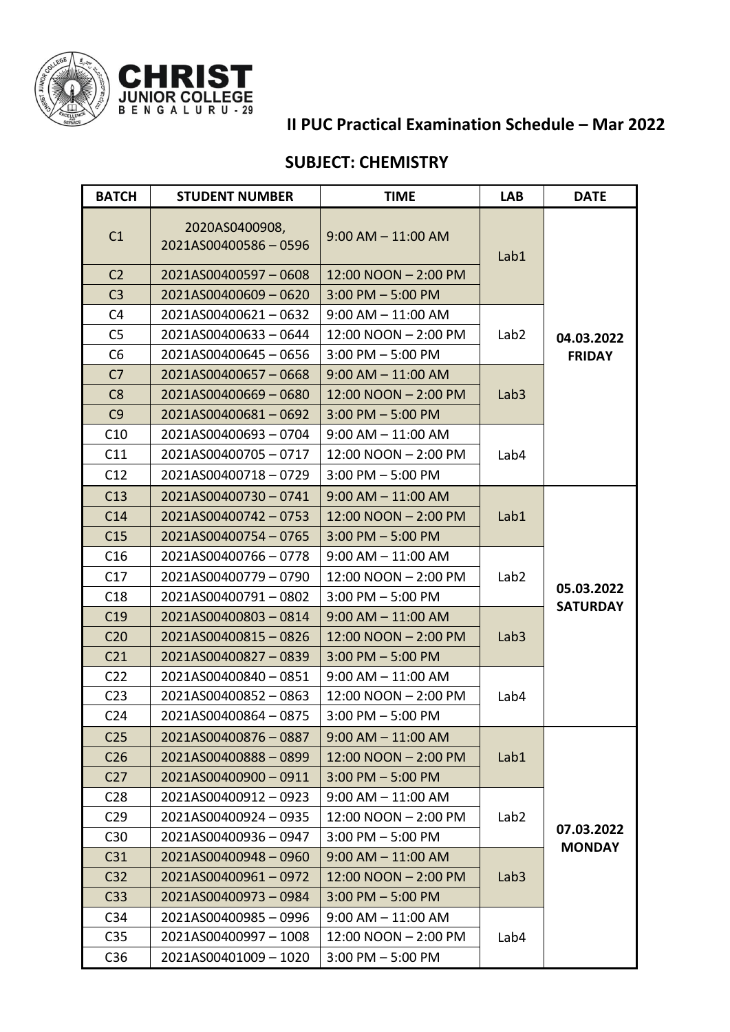CHRIST JUNIOR COLLEGE BENGALURU - 29

## II PUC Practical Examination Schedule – Mar 2022

### SUBJECT: CHEMISTRY

| BATCH | STUDENT NUMBER | TIME | LAB | DATE |
|---|---|---|---|---|
| C1 | 2020AS0400908, 2021AS00400586 – 0596 | 9:00 AM – 11:00 AM | Lab1 | 04.03.2022 FRIDAY |
| C2 | 2021AS00400597 – 0608 | 12:00 NOON – 2:00 PM | | |
| C3 | 2021AS00400609 – 0620 | 3:00 PM – 5:00 PM | | |
| C4 | 2021AS00400621 – 0632 | 9:00 AM – 11:00 AM | Lab2 | |
| C5 | 2021AS00400633 – 0644 | 12:00 NOON – 2:00 PM | | |
| C6 | 2021AS00400645 – 0656 | 3:00 PM – 5:00 PM | | |
| C7 | 2021AS00400657 – 0668 | 9:00 AM – 11:00 AM | Lab3 | |
| C8 | 2021AS00400669 – 0680 | 12:00 NOON – 2:00 PM | | |
| C9 | 2021AS00400681 – 0692 | 3:00 PM – 5:00 PM | | |
| C10 | 2021AS00400693 – 0704 | 9:00 AM – 11:00 AM | Lab4 | |
| C11 | 2021AS00400705 – 0717 | 12:00 NOON – 2:00 PM | | |
| C12 | 2021AS00400718 – 0729 | 3:00 PM – 5:00 PM | | |
| C13 | 2021AS00400730 – 0741 | 9:00 AM – 11:00 AM | Lab1 | 05.03.2022 SATURDAY |
| C14 | 2021AS00400742 – 0753 | 12:00 NOON – 2:00 PM | | |
| C15 | 2021AS00400754 – 0765 | 3:00 PM – 5:00 PM | | |
| C16 | 2021AS00400766 – 0778 | 9:00 AM – 11:00 AM | Lab2 | |
| C17 | 2021AS00400779 – 0790 | 12:00 NOON – 2:00 PM | | |
| C18 | 2021AS00400791 – 0802 | 3:00 PM – 5:00 PM | | |
| C19 | 2021AS00400803 – 0814 | 9:00 AM – 11:00 AM | Lab3 | |
| C20 | 2021AS00400815 – 0826 | 12:00 NOON – 2:00 PM | | |
| C21 | 2021AS00400827 – 0839 | 3:00 PM – 5:00 PM | | |
| C22 | 2021AS00400840 – 0851 | 9:00 AM – 11:00 AM | Lab4 | |
| C23 | 2021AS00400852 – 0863 | 12:00 NOON – 2:00 PM | | |
| C24 | 2021AS00400864 – 0875 | 3:00 PM – 5:00 PM | | |
| C25 | 2021AS00400876 – 0887 | 9:00 AM – 11:00 AM | Lab1 | 07.03.2022 MONDAY |
| C26 | 2021AS00400888 – 0899 | 12:00 NOON – 2:00 PM | | |
| C27 | 2021AS00400900 – 0911 | 3:00 PM – 5:00 PM | | |
| C28 | 2021AS00400912 – 0923 | 9:00 AM – 11:00 AM | Lab2 | |
| C29 | 2021AS00400924 – 0935 | 12:00 NOON – 2:00 PM | | |
| C30 | 2021AS00400936 – 0947 | 3:00 PM – 5:00 PM | | |
| C31 | 2021AS00400948 – 0960 | 9:00 AM – 11:00 AM | Lab3 | |
| C32 | 2021AS00400961 – 0972 | 12:00 NOON – 2:00 PM | | |
| C33 | 2021AS00400973 – 0984 | 3:00 PM – 5:00 PM | | |
| C34 | 2021AS00400985 – 0996 | 9:00 AM – 11:00 AM | Lab4 | |
| C35 | 2021AS00400997 – 1008 | 12:00 NOON – 2:00 PM | | |
| C36 | 2021AS00401009 – 1020 | 3:00 PM – 5:00 PM | | |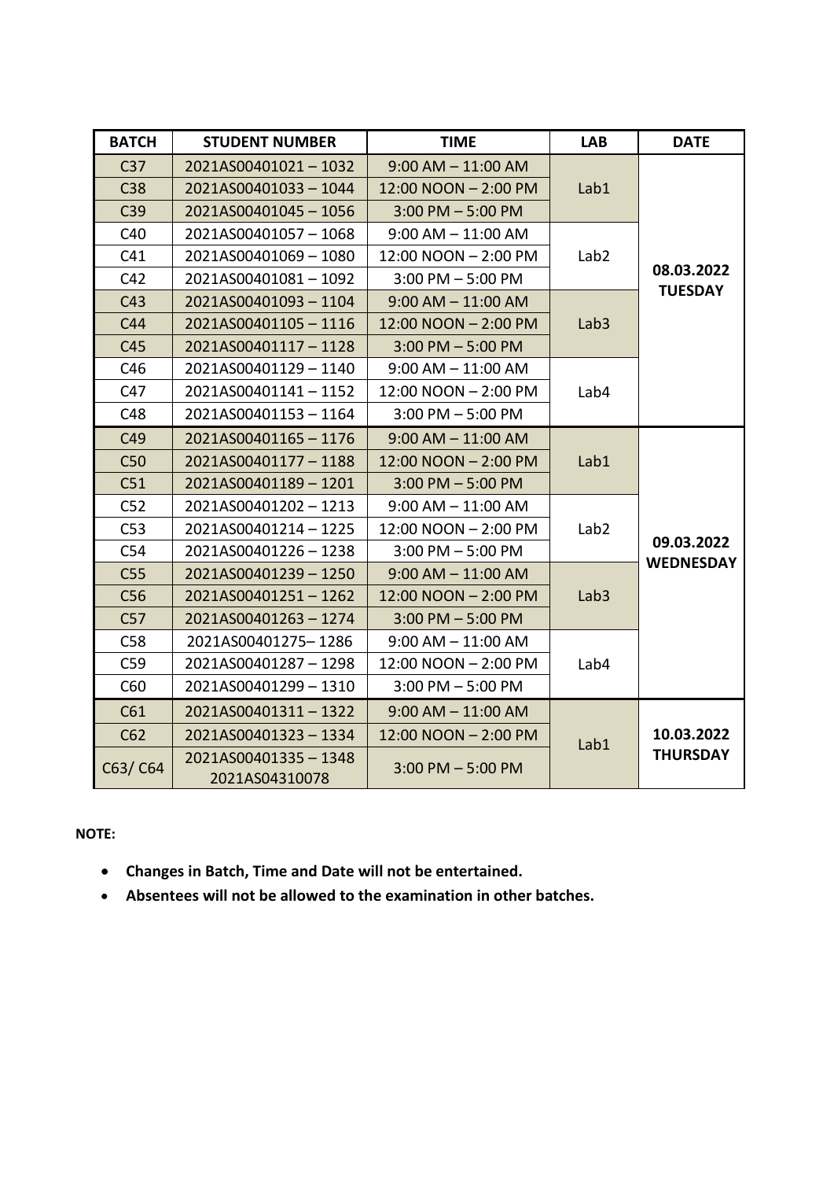| BATCH | STUDENT NUMBER | TIME | LAB | DATE |
|---|---|---|---|---|
| C37 | 2021AS00401021 – 1032 | 9:00 AM – 11:00 AM | Lab1 | 08.03.2022 TUESDAY |
| C38 | 2021AS00401033 – 1044 | 12:00 NOON – 2:00 PM | | |
| C39 | 2021AS00401045 – 1056 | 3:00 PM – 5:00 PM | | |
| C40 | 2021AS00401057 – 1068 | 9:00 AM – 11:00 AM | Lab2 | |
| C41 | 2021AS00401069 – 1080 | 12:00 NOON – 2:00 PM | | |
| C42 | 2021AS00401081 – 1092 | 3:00 PM – 5:00 PM | | |
| C43 | 2021AS00401093 – 1104 | 9:00 AM – 11:00 AM | Lab3 | |
| C44 | 2021AS00401105 – 1116 | 12:00 NOON – 2:00 PM | | |
| C45 | 2021AS00401117 – 1128 | 3:00 PM – 5:00 PM | | |
| C46 | 2021AS00401129 – 1140 | 9:00 AM – 11:00 AM | Lab4 | |
| C47 | 2021AS00401141 – 1152 | 12:00 NOON – 2:00 PM | | |
| C48 | 2021AS00401153 – 1164 | 3:00 PM – 5:00 PM | | |
| C49 | 2021AS00401165 – 1176 | 9:00 AM – 11:00 AM | Lab1 | 09.03.2022 WEDNESDAY |
| C50 | 2021AS00401177 – 1188 | 12:00 NOON – 2:00 PM | | |
| C51 | 2021AS00401189 – 1201 | 3:00 PM – 5:00 PM | | |
| C52 | 2021AS00401202 – 1213 | 9:00 AM – 11:00 AM | Lab2 | |
| C53 | 2021AS00401214 – 1225 | 12:00 NOON – 2:00 PM | | |
| C54 | 2021AS00401226 – 1238 | 3:00 PM – 5:00 PM | | |
| C55 | 2021AS00401239 – 1250 | 9:00 AM – 11:00 AM | Lab3 | |
| C56 | 2021AS00401251 – 1262 | 12:00 NOON – 2:00 PM | | |
| C57 | 2021AS00401263 – 1274 | 3:00 PM – 5:00 PM | | |
| C58 | 2021AS00401275– 1286 | 9:00 AM – 11:00 AM | Lab4 | |
| C59 | 2021AS00401287 – 1298 | 12:00 NOON – 2:00 PM | | |
| C60 | 2021AS00401299 – 1310 | 3:00 PM – 5:00 PM | | |
| C61 | 2021AS00401311 – 1322 | 9:00 AM – 11:00 AM | Lab1 | 10.03.2022 THURSDAY |
| C62 | 2021AS00401323 – 1334 | 12:00 NOON – 2:00 PM | | |
| C63/ C64 | 2021AS00401335 – 1348 2021AS04310078 | 3:00 PM – 5:00 PM | | |

**NOTE:**

- **Changes in Batch, Time and Date will not be entertained.**
- **Absentees will not be allowed to the examination in other batches.**